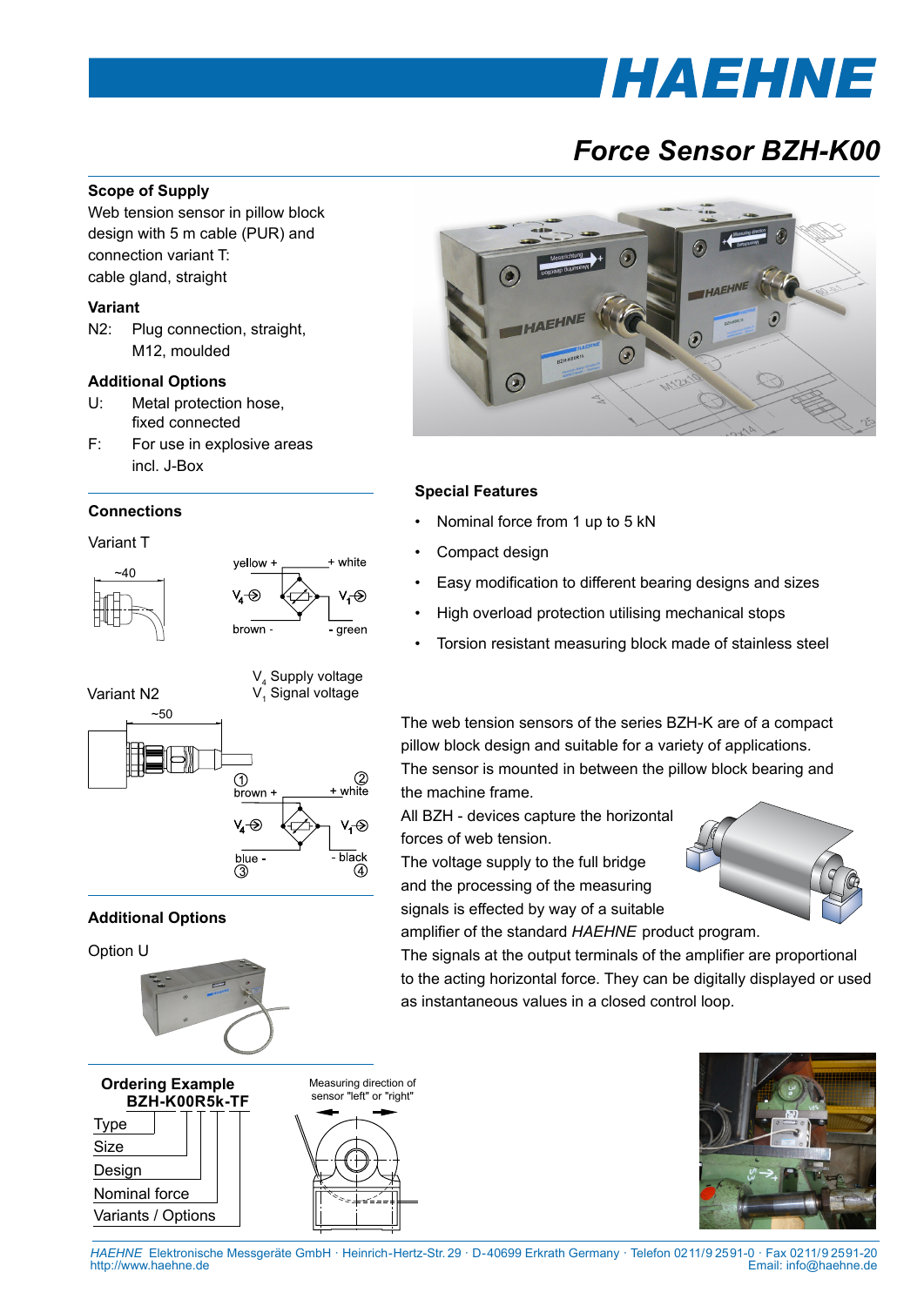# HAEHNE

# Force Sensor BZH-K00

## Scope of Supply

Web tension sensor in pillow block design with 5 m cable (PUR) and connection variant T: cable gland, straight

### Variant

N2: Plug connection, straight, M12, moulded

### Additional Options

U: Metal protection hose, fixed connected

F: For use in explosive areas incl. J-Box

## Connections

Variant T

~40

yellow + | + white

$V_4$ | $V_1$

brown - | - green

$V_4$ Supply voltage
$V_1$ Signal voltage

Variant N2

~50

① brown + | ② + white

$V_4$ | $V_1$

blue - ③ | - black ④

## Additional Options

Option U

## Special Features

- Nominal force from 1 up to 5 kN
- Compact design
- Easy modification to different bearing designs and sizes
- High overload protection utilising mechanical stops
- Torsion resistant measuring block made of stainless steel

The web tension sensors of the series BZH-K are of a compact pillow block design and suitable for a variety of applications. The sensor is mounted in between the pillow block bearing and the machine frame.

All BZH - devices capture the horizontal forces of web tension.

The voltage supply to the full bridge and the processing of the measuring signals is effected by way of a suitable amplifier of the standard *HAEHNE* product program.

The signals at the output terminals of the amplifier are proportional to the acting horizontal force. They can be digitally displayed or used as instantaneous values in a closed control loop.

## Ordering Example

**BZH-K00R5k-TF**

- Type
- Size
- Design
- Nominal force
- Variants / Options

Measuring direction of sensor "left" or "right"

*HAEHNE* Elektronische Messgeräte GmbH · Heinrich-Hertz-Str. 29 · D-40699 Erkrath Germany · Telefon 0211/9 2591-0 · Fax 0211/9 2591-20
http://www.haehne.de Email: info@haehne.de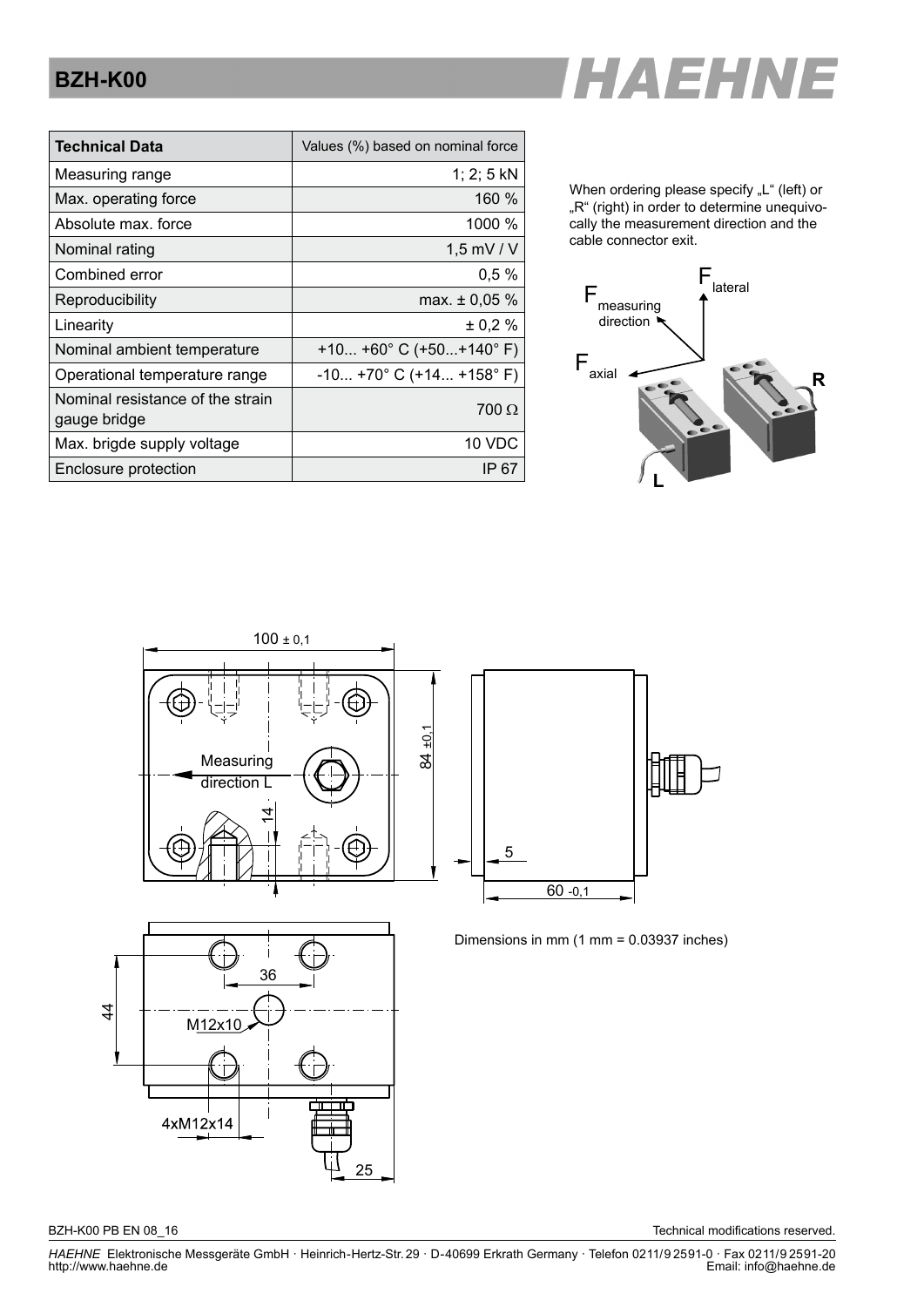# BZH-K00

| Technical Data | Values (%) based on nominal force |
|---|---|
| Measuring range | 1; 2; 5 kN |
| Max. operating force | 160 % |
| Absolute max. force | 1000 % |
| Nominal rating | 1,5 mV / V |
| Combined error | 0,5 % |
| Reproducibility | max. ± 0,05 % |
| Linearity | ± 0,2 % |
| Nominal ambient temperature | +10... +60° C (+50...+140° F) |
| Operational temperature range | -10... +70° C (+14... +158° F) |
| Nominal resistance of the strain gauge bridge | 700 Ω |
| Max. brigde supply voltage | 10 VDC |
| Enclosure protection | IP 67 |

When ordering please specify „L" (left) or „R" (right) in order to determine unequivocally the measurement direction and the cable connector exit.

$F_{lateral}$

$F_{measuring\ direction}$

$F_{axial}$

R

L

100 ± 0,1

84 ±0,1

Measuring direction L

14

5

60 -0,1

36

44

M12x10

4xM12x14

25

Dimensions in mm (1 mm = 0.03937 inches)

BZH-K00 PB EN 08_16

Technical modifications reserved.

*HAEHNE* Elektronische Messgeräte GmbH · Heinrich-Hertz-Str. 29 · D-40699 Erkrath Germany · Telefon 0211/9 2591-0 · Fax 0211/9 2591-20
http://www.haehne.de
Email: info@haehne.de